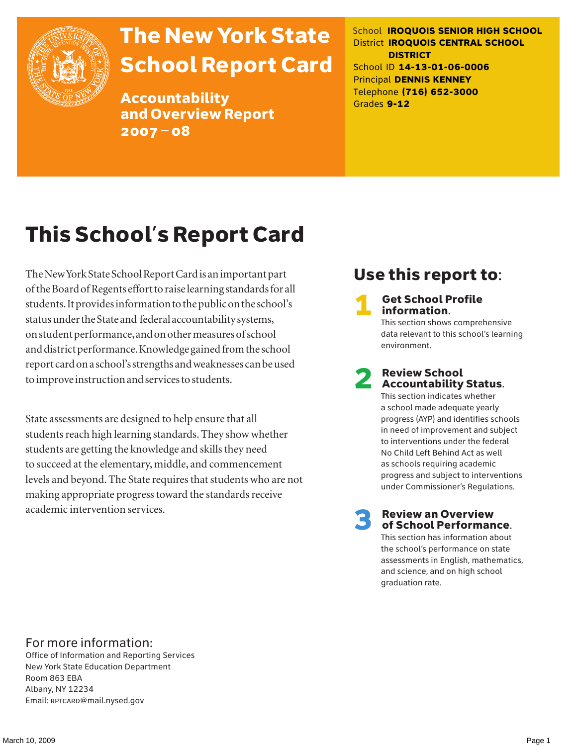# The New York State School Report Card

## Accountability and Overview Report 2007 – 08

School **IROQUOIS SENIOR HIGH SCHOOL**
District **IROQUOIS CENTRAL SCHOOL DISTRICT**
School ID **14-13-01-06-0006**
Principal **DENNIS KENNEY**
Telephone **(716) 652-3000**
Grades **9-12**

# This School's Report Card

The New York State School Report Card is an important part of the Board of Regents effort to raise learning standards for all students. It provides information to the public on the school's status under the State and federal accountability systems, on student performance, and on other measures of school and district performance. Knowledge gained from the school report card on a school's strengths and weaknesses can be used to improve instruction and services to students.

State assessments are designed to help ensure that all students reach high learning standards. They show whether students are getting the knowledge and skills they need to succeed at the elementary, middle, and commencement levels and beyond. The State requires that students who are not making appropriate progress toward the standards receive academic intervention services.

## Use this report to:

**1 Get School Profile information.**
This section shows comprehensive data relevant to this school's learning environment.

**2 Review School Accountability Status.**
This section indicates whether a school made adequate yearly progress (AYP) and identifies schools in need of improvement and subject to interventions under the federal No Child Left Behind Act as well as schools requiring academic progress and subject to interventions under Commissioner's Regulations.

**3 Review an Overview of School Performance.**
This section has information about the school's performance on state assessments in English, mathematics, and science, and on high school graduation rate.

## For more information:

Office of Information and Reporting Services
New York State Education Department
Room 863 EBA
Albany, NY 12234
Email: RPTCARD@mail.nysed.gov

March 10, 2009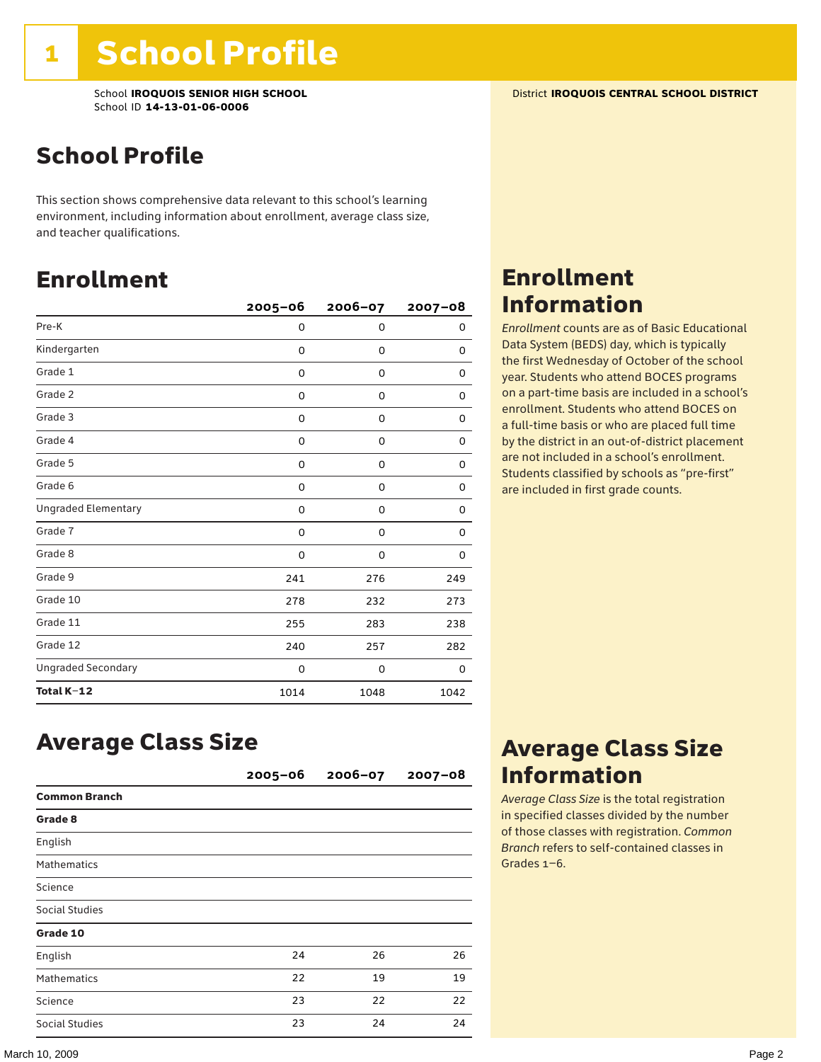# 1 School Profile

School **IROQUOIS SENIOR HIGH SCHOOL**
School ID **14-13-01-06-0006**

District **IROQUOIS CENTRAL SCHOOL DISTRICT**

## School Profile

This section shows comprehensive data relevant to this school's learning environment, including information about enrollment, average class size, and teacher qualifications.

## Enrollment

| | 2005–06 | 2006–07 | 2007–08 |
|---|---|---|---|
| Pre-K | 0 | 0 | 0 |
| Kindergarten | 0 | 0 | 0 |
| Grade 1 | 0 | 0 | 0 |
| Grade 2 | 0 | 0 | 0 |
| Grade 3 | 0 | 0 | 0 |
| Grade 4 | 0 | 0 | 0 |
| Grade 5 | 0 | 0 | 0 |
| Grade 6 | 0 | 0 | 0 |
| Ungraded Elementary | 0 | 0 | 0 |
| Grade 7 | 0 | 0 | 0 |
| Grade 8 | 0 | 0 | 0 |
| Grade 9 | 241 | 276 | 249 |
| Grade 10 | 278 | 232 | 273 |
| Grade 11 | 255 | 283 | 238 |
| Grade 12 | 240 | 257 | 282 |
| Ungraded Secondary | 0 | 0 | 0 |
| **Total K–12** | 1014 | 1048 | 1042 |

## Enrollment Information

*Enrollment* counts are as of Basic Educational Data System (BEDS) day, which is typically the first Wednesday of October of the school year. Students who attend BOCES programs on a part-time basis are included in a school's enrollment. Students who attend BOCES on a full-time basis or who are placed full time by the district in an out-of-district placement are not included in a school's enrollment. Students classified by schools as "pre-first" are included in first grade counts.

## Average Class Size

| | 2005–06 | 2006–07 | 2007–08 |
|---|---|---|---|
| **Common Branch** | | | |
| **Grade 8** | | | |
| English | | | |
| Mathematics | | | |
| Science | | | |
| Social Studies | | | |
| **Grade 10** | | | |
| English | 24 | 26 | 26 |
| Mathematics | 22 | 19 | 19 |
| Science | 23 | 22 | 22 |
| Social Studies | 23 | 24 | 24 |

## Average Class Size Information

*Average Class Size* is the total registration in specified classes divided by the number of those classes with registration. *Common Branch* refers to self-contained classes in Grades 1–6.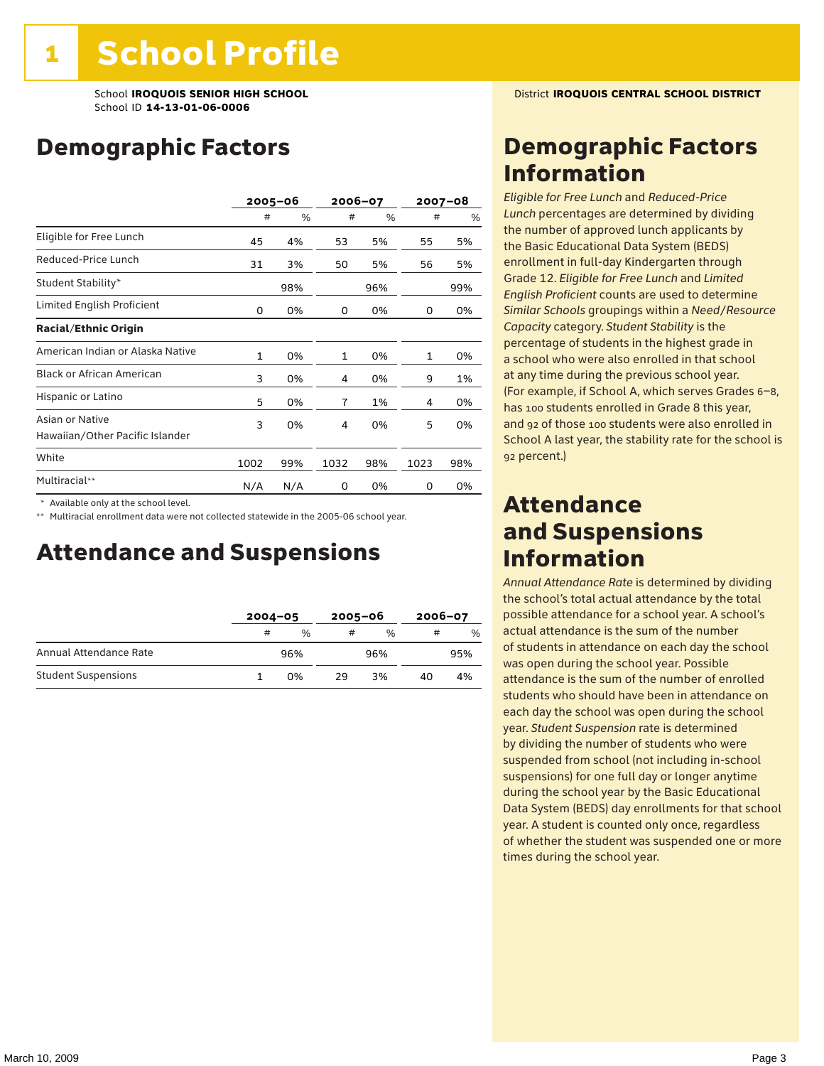# 1 School Profile

School **IROQUOIS SENIOR HIGH SCHOOL**
School ID **14-13-01-06-0006**

District **IROQUOIS CENTRAL SCHOOL DISTRICT**

## Demographic Factors

| | 2005–06 | | 2006–07 | | 2007–08 | |
|---|---|---|---|---|---|---|
| | # | % | # | % | # | % |
| Eligible for Free Lunch | 45 | 4% | 53 | 5% | 55 | 5% |
| Reduced-Price Lunch | 31 | 3% | 50 | 5% | 56 | 5% |
| Student Stability* | | 98% | | 96% | | 99% |
| Limited English Proficient | 0 | 0% | 0 | 0% | 0 | 0% |
| **Racial/Ethnic Origin** | | | | | | |
| American Indian or Alaska Native | 1 | 0% | 1 | 0% | 1 | 0% |
| Black or African American | 3 | 0% | 4 | 0% | 9 | 1% |
| Hispanic or Latino | 5 | 0% | 7 | 1% | 4 | 0% |
| Asian or Native Hawaiian/Other Pacific Islander | 3 | 0% | 4 | 0% | 5 | 0% |
| White | 1002 | 99% | 1032 | 98% | 1023 | 98% |
| Multiracial** | N/A | N/A | 0 | 0% | 0 | 0% |

\* Available only at the school level.

\*\* Multiracial enrollment data were not collected statewide in the 2005-06 school year.

## Attendance and Suspensions

| | 2004–05 | | 2005–06 | | 2006–07 | |
|---|---|---|---|---|---|---|
| | # | % | # | % | # | % |
| Annual Attendance Rate | | 96% | | 96% | | 95% |
| Student Suspensions | 1 | 0% | 29 | 3% | 40 | 4% |

## Demographic Factors Information

*Eligible for Free Lunch* and *Reduced-Price Lunch* percentages are determined by dividing the number of approved lunch applicants by the Basic Educational Data System (BEDS) enrollment in full-day Kindergarten through Grade 12. *Eligible for Free Lunch* and *Limited English Proficient* counts are used to determine *Similar Schools* groupings within a *Need/Resource Capacity* category. *Student Stability* is the percentage of students in the highest grade in a school who were also enrolled in that school at any time during the previous school year. (For example, if School A, which serves Grades 6–8, has 100 students enrolled in Grade 8 this year, and 92 of those 100 students were also enrolled in School A last year, the stability rate for the school is 92 percent.)

## Attendance and Suspensions Information

*Annual Attendance Rate* is determined by dividing the school's total actual attendance by the total possible attendance for a school year. A school's actual attendance is the sum of the number of students in attendance on each day the school was open during the school year. Possible attendance is the sum of the number of enrolled students who should have been in attendance on each day the school was open during the school year. *Student Suspension* rate is determined by dividing the number of students who were suspended from school (not including in-school suspensions) for one full day or longer anytime during the school year by the Basic Educational Data System (BEDS) day enrollments for that school year. A student is counted only once, regardless of whether the student was suspended one or more times during the school year.

March 10, 2009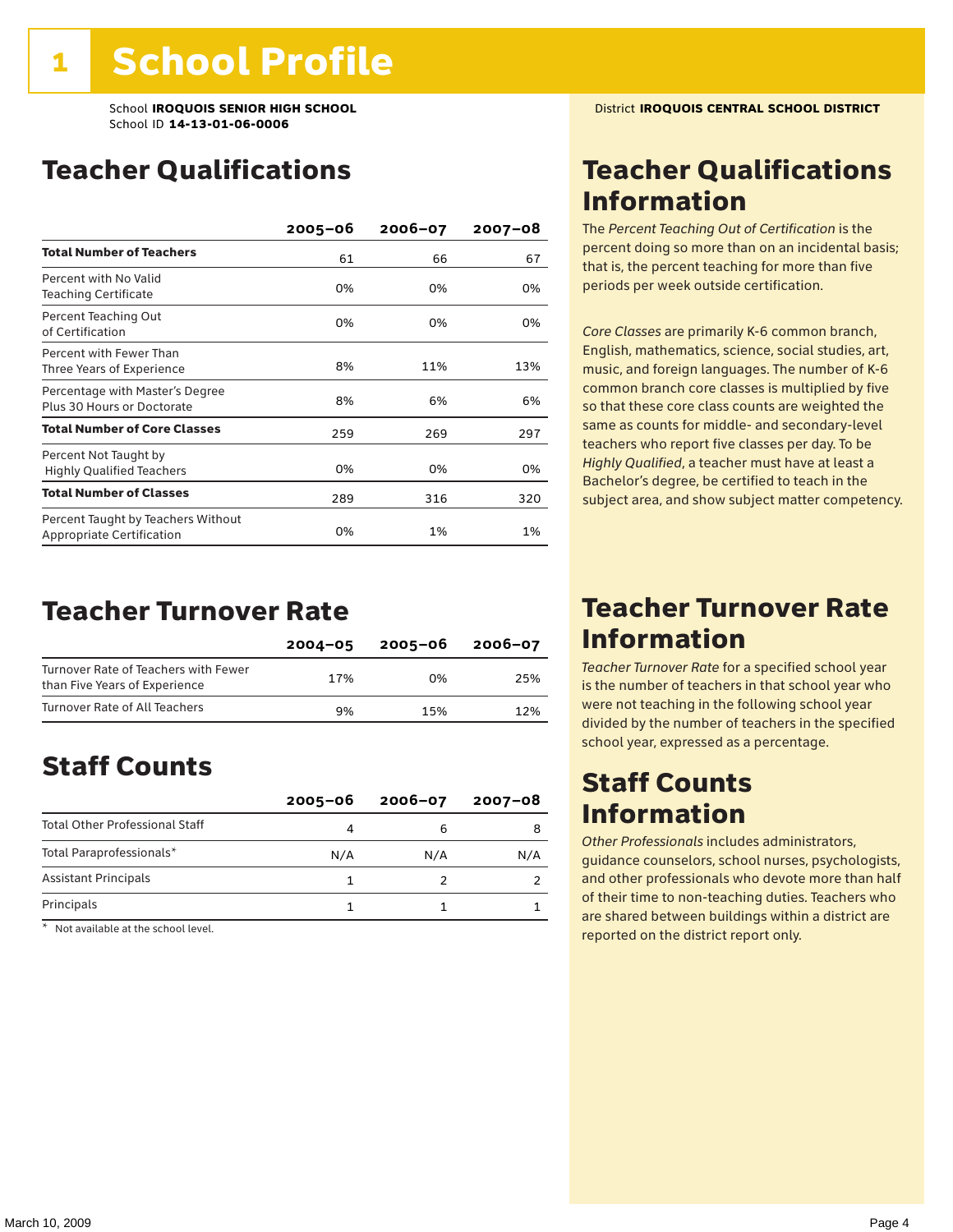# 1 School Profile

School **IROQUOIS SENIOR HIGH SCHOOL**
School ID **14-13-01-06-0006**

District **IROQUOIS CENTRAL SCHOOL DISTRICT**

## Teacher Qualifications

| | 2005–06 | 2006–07 | 2007–08 |
|---|---|---|---|
| **Total Number of Teachers** | 61 | 66 | 67 |
| Percent with No Valid Teaching Certificate | 0% | 0% | 0% |
| Percent Teaching Out of Certification | 0% | 0% | 0% |
| Percent with Fewer Than Three Years of Experience | 8% | 11% | 13% |
| Percentage with Master's Degree Plus 30 Hours or Doctorate | 8% | 6% | 6% |
| **Total Number of Core Classes** | 259 | 269 | 297 |
| Percent Not Taught by Highly Qualified Teachers | 0% | 0% | 0% |
| **Total Number of Classes** | 289 | 316 | 320 |
| Percent Taught by Teachers Without Appropriate Certification | 0% | 1% | 1% |

## Teacher Qualifications Information

The *Percent Teaching Out of Certification* is the percent doing so more than on an incidental basis; that is, the percent teaching for more than five periods per week outside certification.

*Core Classes* are primarily K-6 common branch, English, mathematics, science, social studies, art, music, and foreign languages. The number of K-6 common branch core classes is multiplied by five so that these core class counts are weighted the same as counts for middle- and secondary-level teachers who report five classes per day. To be *Highly Qualified*, a teacher must have at least a Bachelor's degree, be certified to teach in the subject area, and show subject matter competency.

## Teacher Turnover Rate

| | 2004–05 | 2005–06 | 2006–07 |
|---|---|---|---|
| Turnover Rate of Teachers with Fewer than Five Years of Experience | 17% | 0% | 25% |
| Turnover Rate of All Teachers | 9% | 15% | 12% |

## Teacher Turnover Rate Information

*Teacher Turnover Rate* for a specified school year is the number of teachers in that school year who were not teaching in the following school year divided by the number of teachers in the specified school year, expressed as a percentage.

## Staff Counts

| | 2005–06 | 2006–07 | 2007–08 |
|---|---|---|---|
| Total Other Professional Staff | 4 | 6 | 8 |
| Total Paraprofessionals* | N/A | N/A | N/A |
| Assistant Principals | 1 | 2 | 2 |
| Principals | 1 | 1 | 1 |

\* Not available at the school level.

## Staff Counts Information

*Other Professionals* includes administrators, guidance counselors, school nurses, psychologists, and other professionals who devote more than half of their time to non-teaching duties. Teachers who are shared between buildings within a district are reported on the district report only.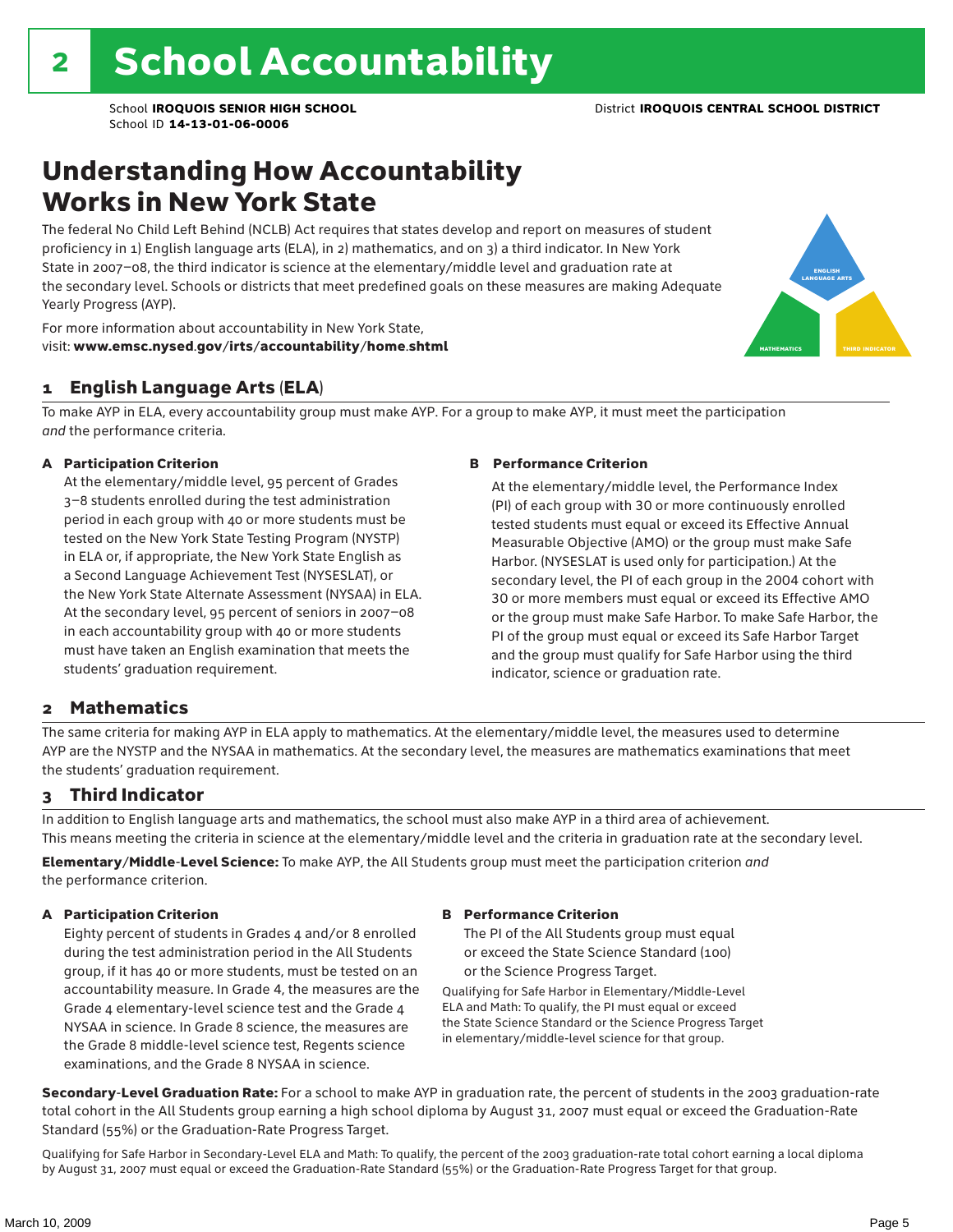# 2 School Accountability

School **IROQUOIS SENIOR HIGH SCHOOL** District **IROQUOIS CENTRAL SCHOOL DISTRICT**
School ID **14-13-01-06-0006**

## Understanding How Accountability Works in New York State

The federal No Child Left Behind (NCLB) Act requires that states develop and report on measures of student proficiency in 1) English language arts (ELA), in 2) mathematics, and on 3) a third indicator. In New York State in 2007–08, the third indicator is science at the elementary/middle level and graduation rate at the secondary level. Schools or districts that meet predefined goals on these measures are making Adequate Yearly Progress (AYP).

For more information about accountability in New York State, visit: **www.emsc.nysed.gov/irts/accountability/home.shtml**

ENGLISH LANGUAGE ARTS

MATHEMATICS

THIRD INDICATOR

### 1 English Language Arts (ELA)

To make AYP in ELA, every accountability group must make AYP. For a group to make AYP, it must meet the participation *and* the performance criteria.

**A Participation Criterion**

At the elementary/middle level, 95 percent of Grades 3–8 students enrolled during the test administration period in each group with 40 or more students must be tested on the New York State Testing Program (NYSTP) in ELA or, if appropriate, the New York State English as a Second Language Achievement Test (NYSESLAT), or the New York State Alternate Assessment (NYSAA) in ELA. At the secondary level, 95 percent of seniors in 2007–08 in each accountability group with 40 or more students must have taken an English examination that meets the students' graduation requirement.

**B Performance Criterion**

At the elementary/middle level, the Performance Index (PI) of each group with 30 or more continuously enrolled tested students must equal or exceed its Effective Annual Measurable Objective (AMO) or the group must make Safe Harbor. (NYSESLAT is used only for participation.) At the secondary level, the PI of each group in the 2004 cohort with 30 or more members must equal or exceed its Effective AMO or the group must make Safe Harbor. To make Safe Harbor, the PI of the group must equal or exceed its Safe Harbor Target and the group must qualify for Safe Harbor using the third indicator, science or graduation rate.

### 2 Mathematics

The same criteria for making AYP in ELA apply to mathematics. At the elementary/middle level, the measures used to determine AYP are the NYSTP and the NYSAA in mathematics. At the secondary level, the measures are mathematics examinations that meet the students' graduation requirement.

### 3 Third Indicator

In addition to English language arts and mathematics, the school must also make AYP in a third area of achievement. This means meeting the criteria in science at the elementary/middle level and the criteria in graduation rate at the secondary level.

**Elementary/Middle-Level Science:** To make AYP, the All Students group must meet the participation criterion *and* the performance criterion.

**A Participation Criterion**

Eighty percent of students in Grades 4 and/or 8 enrolled during the test administration period in the All Students group, if it has 40 or more students, must be tested on an accountability measure. In Grade 4, the measures are the Grade 4 elementary-level science test and the Grade 4 NYSAA in science. In Grade 8 science, the measures are the Grade 8 middle-level science test, Regents science examinations, and the Grade 8 NYSAA in science.

**B Performance Criterion**

The PI of the All Students group must equal or exceed the State Science Standard (100) or the Science Progress Target.

Qualifying for Safe Harbor in Elementary/Middle-Level ELA and Math: To qualify, the PI must equal or exceed the State Science Standard or the Science Progress Target in elementary/middle-level science for that group.

**Secondary-Level Graduation Rate:** For a school to make AYP in graduation rate, the percent of students in the 2003 graduation-rate total cohort in the All Students group earning a high school diploma by August 31, 2007 must equal or exceed the Graduation-Rate Standard (55%) or the Graduation-Rate Progress Target.

Qualifying for Safe Harbor in Secondary-Level ELA and Math: To qualify, the percent of the 2003 graduation-rate total cohort earning a local diploma by August 31, 2007 must equal or exceed the Graduation-Rate Standard (55%) or the Graduation-Rate Progress Target for that group.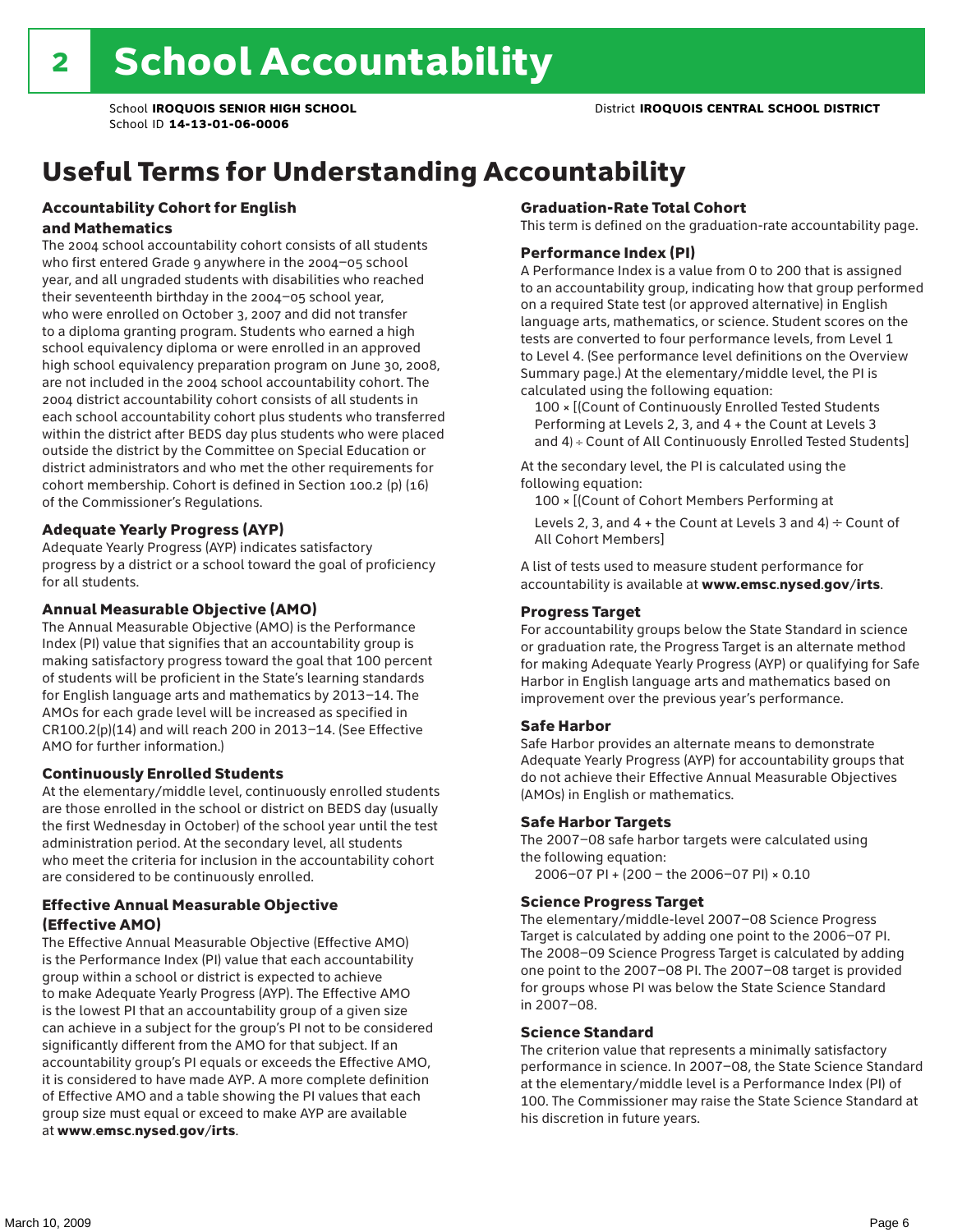# 2 School Accountability

School **IROQUOIS SENIOR HIGH SCHOOL**
School ID **14-13-01-06-0006**

District **IROQUOIS CENTRAL SCHOOL DISTRICT**

## Useful Terms for Understanding Accountability

### Accountability Cohort for English and Mathematics

The 2004 school accountability cohort consists of all students who first entered Grade 9 anywhere in the 2004–05 school year, and all ungraded students with disabilities who reached their seventeenth birthday in the 2004–05 school year, who were enrolled on October 3, 2007 and did not transfer to a diploma granting program. Students who earned a high school equivalency diploma or were enrolled in an approved high school equivalency preparation program on June 30, 2008, are not included in the 2004 school accountability cohort. The 2004 district accountability cohort consists of all students in each school accountability cohort plus students who transferred within the district after BEDS day plus students who were placed outside the district by the Committee on Special Education or district administrators and who met the other requirements for cohort membership. Cohort is defined in Section 100.2 (p) (16) of the Commissioner's Regulations.

### Adequate Yearly Progress (AYP)

Adequate Yearly Progress (AYP) indicates satisfactory progress by a district or a school toward the goal of proficiency for all students.

### Annual Measurable Objective (AMO)

The Annual Measurable Objective (AMO) is the Performance Index (PI) value that signifies that an accountability group is making satisfactory progress toward the goal that 100 percent of students will be proficient in the State's learning standards for English language arts and mathematics by 2013–14. The AMOs for each grade level will be increased as specified in CR100.2(p)(14) and will reach 200 in 2013–14. (See Effective AMO for further information.)

### Continuously Enrolled Students

At the elementary/middle level, continuously enrolled students are those enrolled in the school or district on BEDS day (usually the first Wednesday in October) of the school year until the test administration period. At the secondary level, all students who meet the criteria for inclusion in the accountability cohort are considered to be continuously enrolled.

### Effective Annual Measurable Objective (Effective AMO)

The Effective Annual Measurable Objective (Effective AMO) is the Performance Index (PI) value that each accountability group within a school or district is expected to achieve to make Adequate Yearly Progress (AYP). The Effective AMO is the lowest PI that an accountability group of a given size can achieve in a subject for the group's PI not to be considered significantly different from the AMO for that subject. If an accountability group's PI equals or exceeds the Effective AMO, it is considered to have made AYP. A more complete definition of Effective AMO and a table showing the PI values that each group size must equal or exceed to make AYP are available at **www.emsc.nysed.gov/irts**.

### Graduation-Rate Total Cohort

This term is defined on the graduation-rate accountability page.

### Performance Index (PI)

A Performance Index is a value from 0 to 200 that is assigned to an accountability group, indicating how that group performed on a required State test (or approved alternative) in English language arts, mathematics, or science. Student scores on the tests are converted to four performance levels, from Level 1 to Level 4. (See performance level definitions on the Overview Summary page.) At the elementary/middle level, the PI is calculated using the following equation:

100 × [(Count of Continuously Enrolled Tested Students Performing at Levels 2, 3, and 4 + the Count at Levels 3 and 4) ÷ Count of All Continuously Enrolled Tested Students]

At the secondary level, the PI is calculated using the following equation:

100 × [(Count of Cohort Members Performing at Levels 2, 3, and 4 + the Count at Levels 3 and 4) ÷ Count of All Cohort Members]

A list of tests used to measure student performance for accountability is available at **www.emsc.nysed.gov/irts**.

### Progress Target

For accountability groups below the State Standard in science or graduation rate, the Progress Target is an alternate method for making Adequate Yearly Progress (AYP) or qualifying for Safe Harbor in English language arts and mathematics based on improvement over the previous year's performance.

### Safe Harbor

Safe Harbor provides an alternate means to demonstrate Adequate Yearly Progress (AYP) for accountability groups that do not achieve their Effective Annual Measurable Objectives (AMOs) in English or mathematics.

### Safe Harbor Targets

The 2007–08 safe harbor targets were calculated using the following equation:

2006–07 PI + (200 – the 2006–07 PI) × 0.10

### Science Progress Target

The elementary/middle-level 2007–08 Science Progress Target is calculated by adding one point to the 2006–07 PI. The 2008–09 Science Progress Target is calculated by adding one point to the 2007–08 PI. The 2007–08 target is provided for groups whose PI was below the State Science Standard in 2007–08.

### Science Standard

The criterion value that represents a minimally satisfactory performance in science. In 2007–08, the State Science Standard at the elementary/middle level is a Performance Index (PI) of 100. The Commissioner may raise the State Science Standard at his discretion in future years.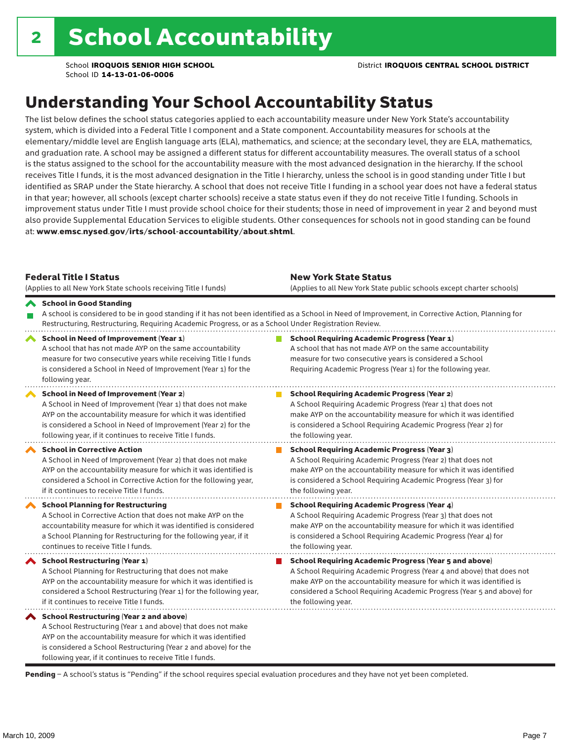# 2 School Accountability

School **IROQUOIS SENIOR HIGH SCHOOL**
School ID **14-13-01-06-0006**

District **IROQUOIS CENTRAL SCHOOL DISTRICT**

## Understanding Your School Accountability Status

The list below defines the school status categories applied to each accountability measure under New York State's accountability system, which is divided into a Federal Title I component and a State component. Accountability measures for schools at the elementary/middle level are English language arts (ELA), mathematics, and science; at the secondary level, they are ELA, mathematics, and graduation rate. A school may be assigned a different status for different accountability measures. The overall status of a school is the status assigned to the school for the accountability measure with the most advanced designation in the hierarchy. If the school receives Title I funds, it is the most advanced designation in the Title I hierarchy, unless the school is in good standing under Title I but identified as SRAP under the State hierarchy. A school that does not receive Title I funding in a school year does not have a federal status in that year; however, all schools (except charter schools) receive a state status even if they do not receive Title I funding. Schools in improvement status under Title I must provide school choice for their students; those in need of improvement in year 2 and beyond must also provide Supplemental Education Services to eligible students. Other consequences for schools not in good standing can be found at: **www.emsc.nysed.gov/irts/school-accountability/about.shtml**.

| **Federal Title I Status** (Applies to all New York State schools receiving Title I funds) | **New York State Status** (Applies to all New York State public schools except charter schools) |
|---|---|
| **School in Good Standing** A school is considered to be in good standing if it has not been identified as a School in Need of Improvement, in Corrective Action, Planning for Restructuring, Restructuring, Requiring Academic Progress, or as a School Under Registration Review. | |
| **School in Need of Improvement (Year 1)** A school that has not made AYP on the same accountability measure for two consecutive years while receiving Title I funds is considered a School in Need of Improvement (Year 1) for the following year. | **School Requiring Academic Progress (Year 1)** A school that has not made AYP on the same accountability measure for two consecutive years is considered a School Requiring Academic Progress (Year 1) for the following year. |
| **School in Need of Improvement (Year 2)** A School in Need of Improvement (Year 1) that does not make AYP on the accountability measure for which it was identified is considered a School in Need of Improvement (Year 2) for the following year, if it continues to receive Title I funds. | **School Requiring Academic Progress (Year 2)** A School Requiring Academic Progress (Year 1) that does not make AYP on the accountability measure for which it was identified is considered a School Requiring Academic Progress (Year 2) for the following year. |
| **School in Corrective Action** A School in Need of Improvement (Year 2) that does not make AYP on the accountability measure for which it was identified is considered a School in Corrective Action for the following year, if it continues to receive Title I funds. | **School Requiring Academic Progress (Year 3)** A School Requiring Academic Progress (Year 2) that does not make AYP on the accountability measure for which it was identified is considered a School Requiring Academic Progress (Year 3) for the following year. |
| **School Planning for Restructuring** A School in Corrective Action that does not make AYP on the accountability measure for which it was identified is considered a School Planning for Restructuring for the following year, if it continues to receive Title I funds. | **School Requiring Academic Progress (Year 4)** A School Requiring Academic Progress (Year 3) that does not make AYP on the accountability measure for which it was identified is considered a School Requiring Academic Progress (Year 4) for the following year. |
| **School Restructuring (Year 1)** A School Planning for Restructuring that does not make AYP on the accountability measure for which it was identified is considered a School Restructuring (Year 1) for the following year, if it continues to receive Title I funds. | **School Requiring Academic Progress (Year 5 and above)** A School Requiring Academic Progress (Year 4 and above) that does not make AYP on the accountability measure for which it was identified is considered a School Requiring Academic Progress (Year 5 and above) for the following year. |
| **School Restructuring (Year 2 and above)** A School Restructuring (Year 1 and above) that does not make AYP on the accountability measure for which it was identified is considered a School Restructuring (Year 2 and above) for the following year, if it continues to receive Title I funds. | |

**Pending** – A school's status is "Pending" if the school requires special evaluation procedures and they have not yet been completed.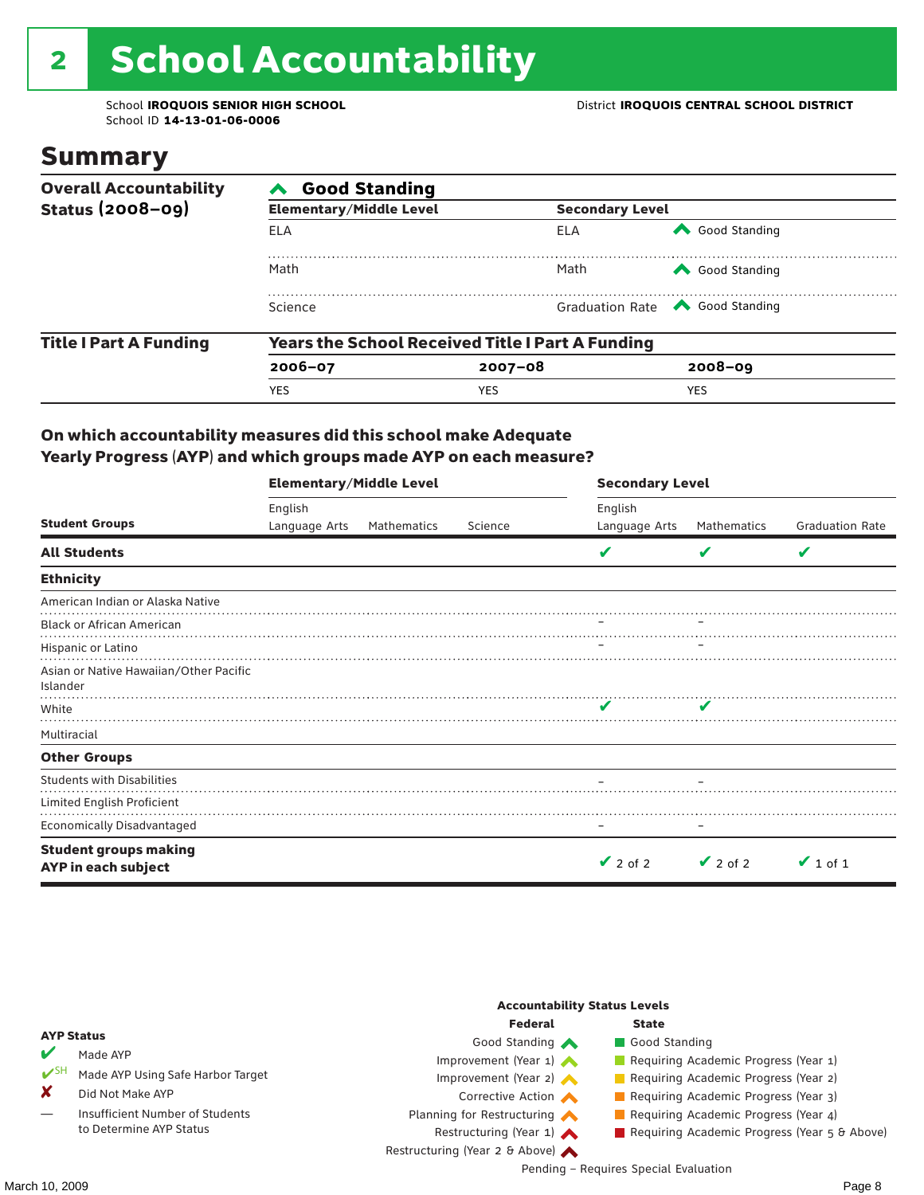# 2 School Accountability

School **IROQUOIS SENIOR HIGH SCHOOL**
School ID **14-13-01-06-0006**

District **IROQUOIS CENTRAL SCHOOL DISTRICT**

## Summary

| Overall Accountability Status (2008–09) | Good Standing | | | |
|---|---|---|---|---|
| | **Elementary/Middle Level** | | **Secondary Level** | |
| | ELA | | ELA | Good Standing |
| | Math | | Math | Good Standing |
| | Science | | Graduation Rate | Good Standing |

| Title I Part A Funding | Years the School Received Title I Part A Funding | | |
|---|---|---|---|
| | **2006–07** | **2007–08** | **2008–09** |
| | YES | YES | YES |

**On which accountability measures did this school make Adequate Yearly Progress (AYP) and which groups made AYP on each measure?**

| Student Groups | Elementary/Middle Level English Language Arts | Elementary/Middle Level Mathematics | Elementary/Middle Level Science | Secondary Level English Language Arts | Secondary Level Mathematics | Secondary Level Graduation Rate |
|---|---|---|---|---|---|---|
| **All Students** | | | | ✔ | ✔ | ✔ |
| **Ethnicity** | | | | | | |
| American Indian or Alaska Native | | | | | | |
| Black or African American | | | | – | – | |
| Hispanic or Latino | | | | – | – | |
| Asian or Native Hawaiian/Other Pacific Islander | | | | | | |
| White | | | | ✔ | ✔ | |
| Multiracial | | | | | | |
| **Other Groups** | | | | | | |
| Students with Disabilities | | | | – | – | |
| Limited English Proficient | | | | | | |
| Economically Disadvantaged | | | | – | – | |
| **Student groups making AYP in each subject** | | | | ✔ 2 of 2 | ✔ 2 of 2 | ✔ 1 of 1 |

**AYP Status**

- ✔ Made AYP
- ✔SH Made AYP Using Safe Harbor Target
- ✘ Did Not Make AYP
- — Insufficient Number of Students to Determine AYP Status

**Accountability Status Levels**

| Federal | State |
|---|---|
| Good Standing | Good Standing |
| Improvement (Year 1) | Requiring Academic Progress (Year 1) |
| Improvement (Year 2) | Requiring Academic Progress (Year 2) |
| Corrective Action | Requiring Academic Progress (Year 3) |
| Planning for Restructuring | Requiring Academic Progress (Year 4) |
| Restructuring (Year 1) | Requiring Academic Progress (Year 5 & Above) |
| Restructuring (Year 2 & Above) | |

Pending – Requires Special Evaluation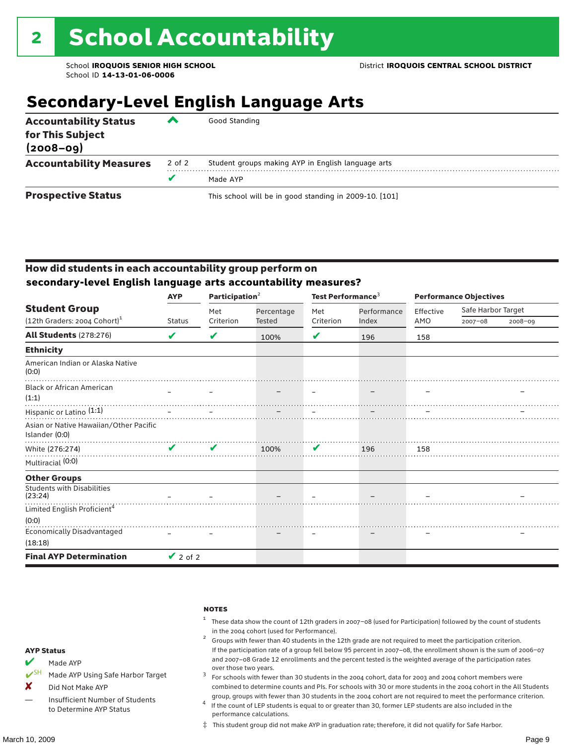# 2 School Accountability

School **IROQUOIS SENIOR HIGH SCHOOL**
School ID **14-13-01-06-0006**

District **IROQUOIS CENTRAL SCHOOL DISTRICT**

## Secondary-Level English Language Arts

| | | |
|---|---|---|
| **Accountability Status for This Subject (2008–09)** | ^ | Good Standing |
| **Accountability Measures** | 2 of 2 | Student groups making AYP in English language arts |
| | ✔ | Made AYP |
| **Prospective Status** | | This school will be in good standing in 2009-10. [101] |

### How did students in each accountability group perform on secondary-level English language arts accountability measures?

| Student Group (12th Graders: 2004 Cohort)[1] | AYP | Participation[2] | | Test Performance[3] | | Performance Objectives | | |
|---|---|---|---|---|---|---|---|---|
| | Status | Met Criterion | Percentage Tested | Met Criterion | Performance Index | Effective AMO | Safe Harbor Target 2007–08 | Safe Harbor Target 2008–09 |
| **All Students** (278:276) | ✔ | ✔ | 100% | ✔ | 196 | 158 | | |
| **Ethnicity** | | | | | | | | |
| American Indian or Alaska Native (0:0) | | | | | | | | |
| Black or African American (1:1) | – | – | – | – | – | – | | – |
| Hispanic or Latino (1:1) | – | – | – | – | – | – | | – |
| Asian or Native Hawaiian/Other Pacific Islander (0:0) | | | | | | | | |
| White (276:274) | ✔ | ✔ | 100% | ✔ | 196 | 158 | | |
| Multiracial (0:0) | | | | | | | | |
| **Other Groups** | | | | | | | | |
| Students with Disabilities (23:24) | – | – | – | – | – | – | | – |
| Limited English Proficient[4] (0:0) | | | | | | | | |
| Economically Disadvantaged (18:18) | – | – | – | – | – | – | | – |
| **Final AYP Determination** | ✔ 2 of 2 | | | | | | | |

**AYP Status**

- ✔ Made AYP
- ✔SH Made AYP Using Safe Harbor Target
- ✘ Did Not Make AYP
- — Insufficient Number of Students to Determine AYP Status

**NOTES**

1. These data show the count of 12th graders in 2007–08 (used for Participation) followed by the count of students in the 2004 cohort (used for Performance).
2. Groups with fewer than 40 students in the 12th grade are not required to meet the participation criterion. If the participation rate of a group fell below 95 percent in 2007–08, the enrollment shown is the sum of 2006–07 and 2007–08 Grade 12 enrollments and the percent tested is the weighted average of the participation rates over those two years.
3. For schools with fewer than 30 students in the 2004 cohort, data for 2003 and 2004 cohort members were combined to determine counts and PIs. For schools with 30 or more students in the 2004 cohort in the All Students group, groups with fewer than 30 students in the 2004 cohort are not required to meet the performance criterion.
4. If the count of LEP students is equal to or greater than 30, former LEP students are also included in the performance calculations.

‡ This student group did not make AYP in graduation rate; therefore, it did not qualify for Safe Harbor.

March 10, 2009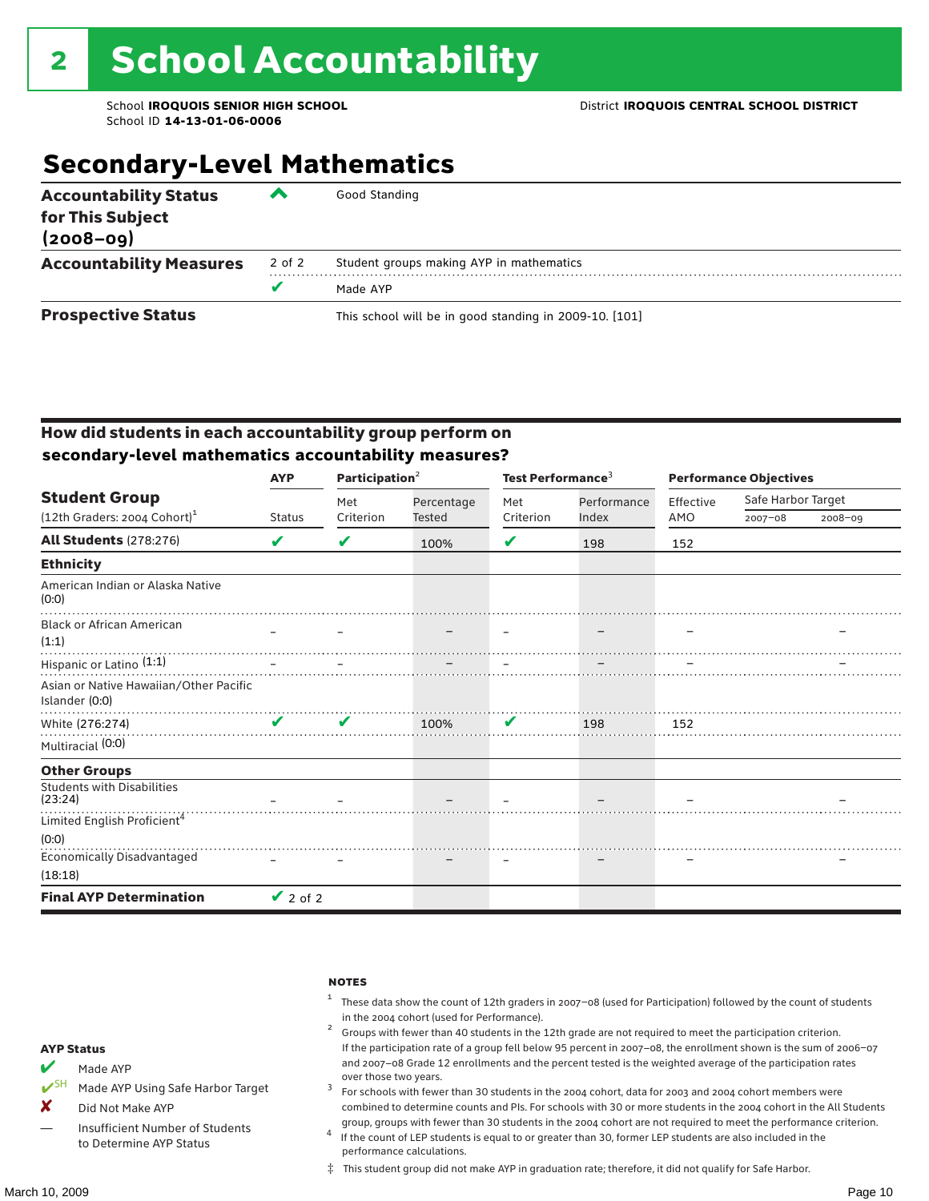# 2 School Accountability

School **IROQUOIS SENIOR HIGH SCHOOL**
School ID **14-13-01-06-0006**

District **IROQUOIS CENTRAL SCHOOL DISTRICT**

## Secondary-Level Mathematics

| | | |
|---|---|---|
| **Accountability Status for This Subject (2008–09)** | ^ | Good Standing |
| **Accountability Measures** | 2 of 2 | Student groups making AYP in mathematics |
| | ✔ | Made AYP |
| **Prospective Status** | | This school will be in good standing in 2009-10. [101] |

### How did students in each accountability group perform on secondary-level mathematics accountability measures?

| Student Group (12th Graders: 2004 Cohort)[1] | AYP Status | Participation[2] Met Criterion | Participation[2] Percentage Tested | Test Performance[3] Met Criterion | Test Performance[3] Performance Index | Performance Objectives Effective AMO | Safe Harbor Target 2007–08 | Safe Harbor Target 2008–09 |
|---|---|---|---|---|---|---|---|---|
| **All Students** (278:276) | ✔ | ✔ | 100% | ✔ | 198 | 152 | | |
| **Ethnicity** | | | | | | | | |
| American Indian or Alaska Native (0:0) | | | | | | | | |
| Black or African American (1:1) | – | – | – | – | – | – | | – |
| Hispanic or Latino (1:1) | – | – | – | – | – | – | | – |
| Asian or Native Hawaiian/Other Pacific Islander (0:0) | | | | | | | | |
| White (276:274) | ✔ | ✔ | 100% | ✔ | 198 | 152 | | |
| Multiracial (0:0) | | | | | | | | |
| **Other Groups** | | | | | | | | |
| Students with Disabilities (23:24) | – | – | – | – | – | – | | – |
| Limited English Proficient[4] (0:0) | | | | | | | | |
| Economically Disadvantaged (18:18) | – | – | – | – | – | – | | – |
| **Final AYP Determination** | ✔ 2 of 2 | | | | | | | |

**AYP Status**

- ✔ Made AYP
- ✔SH Made AYP Using Safe Harbor Target
- ✘ Did Not Make AYP
- — Insufficient Number of Students to Determine AYP Status

**NOTES**

1. These data show the count of 12th graders in 2007–08 (used for Participation) followed by the count of students in the 2004 cohort (used for Performance).
2. Groups with fewer than 40 students in the 12th grade are not required to meet the participation criterion. If the participation rate of a group fell below 95 percent in 2007–08, the enrollment shown is the sum of 2006–07 and 2007–08 Grade 12 enrollments and the percent tested is the weighted average of the participation rates over those two years.
3. For schools with fewer than 30 students in the 2004 cohort, data for 2003 and 2004 cohort members were combined to determine counts and PIs. For schools with 30 or more students in the 2004 cohort in the All Students group, groups with fewer than 30 students in the 2004 cohort are not required to meet the performance criterion.
4. If the count of LEP students is equal to or greater than 30, former LEP students are also included in the performance calculations.

‡ This student group did not make AYP in graduation rate; therefore, it did not qualify for Safe Harbor.

March 10, 2009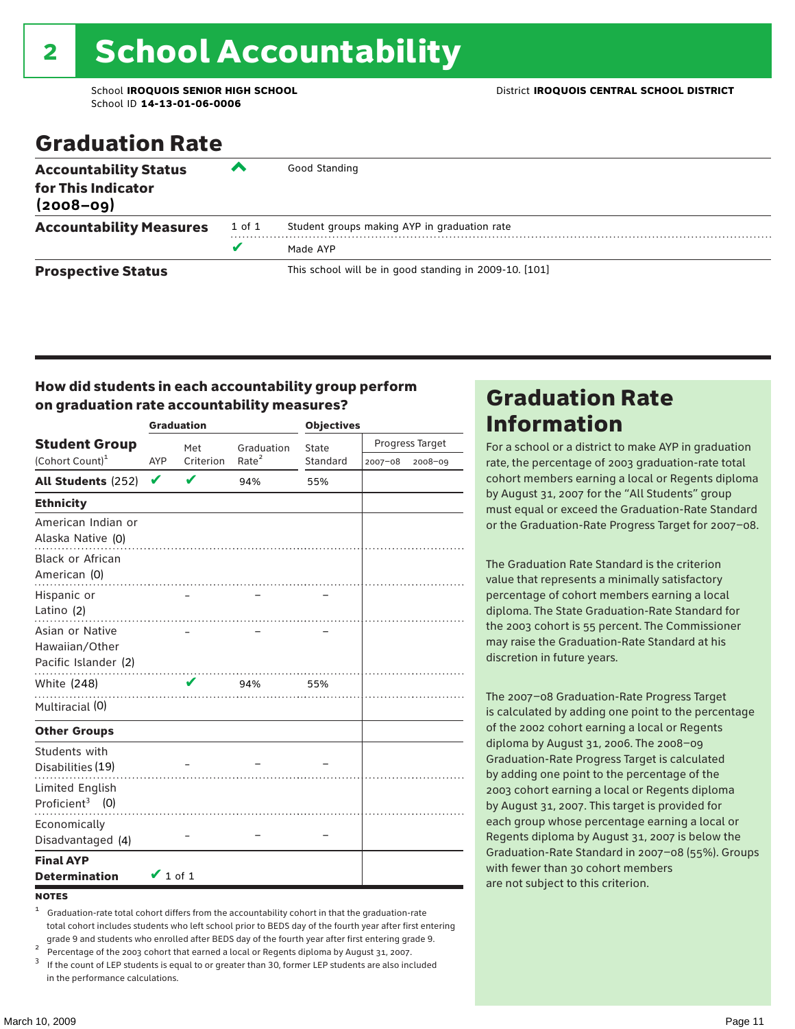# 2 School Accountability

School **IROQUOIS SENIOR HIGH SCHOOL**
School ID **14-13-01-06-0006**

District **IROQUOIS CENTRAL SCHOOL DISTRICT**

## Graduation Rate

| | | |
|---|---|---|
| **Accountability Status for This Indicator (2008–09)** | ^ | Good Standing |
| **Accountability Measures** | 1 of 1 | Student groups making AYP in graduation rate |
| | ✔ | Made AYP |
| **Prospective Status** | | This school will be in good standing in 2009-10. [101] |

### How did students in each accountability group perform on graduation rate accountability measures?

| Student Group (Cohort Count)[1] | Graduation AYP | Met Criterion | Graduation Rate[2] | Objectives State Standard | Progress Target 2007–08 | Progress Target 2008–09 |
|---|---|---|---|---|---|---|
| **All Students** (252) | ✔ | ✔ | 94% | 55% | | |
| **Ethnicity** | | | | | | |
| American Indian or Alaska Native (0) | | | | | | |
| Black or African American (0) | | | | | | |
| Hispanic or Latino (2) | | – | – | – | | |
| Asian or Native Hawaiian/Other Pacific Islander (2) | | – | – | – | | |
| White (248) | | ✔ | 94% | 55% | | |
| Multiracial (0) | | | | | | |
| **Other Groups** | | | | | | |
| Students with Disabilities (19) | | – | – | – | | |
| Limited English Proficient[3] (0) | | | | | | |
| Economically Disadvantaged (4) | | – | – | – | | |
| **Final AYP Determination** | ✔ 1 of 1 | | | | | |

**NOTES**

1 Graduation-rate total cohort differs from the accountability cohort in that the graduation-rate total cohort includes students who left school prior to BEDS day of the fourth year after first entering grade 9 and students who enrolled after BEDS day of the fourth year after first entering grade 9.

2 Percentage of the 2003 cohort that earned a local or Regents diploma by August 31, 2007.

3 If the count of LEP students is equal to or greater than 30, former LEP students are also included in the performance calculations.

## Graduation Rate Information

For a school or a district to make AYP in graduation rate, the percentage of 2003 graduation-rate total cohort members earning a local or Regents diploma by August 31, 2007 for the "All Students" group must equal or exceed the Graduation-Rate Standard or the Graduation-Rate Progress Target for 2007–08.

The Graduation Rate Standard is the criterion value that represents a minimally satisfactory percentage of cohort members earning a local diploma. The State Graduation-Rate Standard for the 2003 cohort is 55 percent. The Commissioner may raise the Graduation-Rate Standard at his discretion in future years.

The 2007–08 Graduation-Rate Progress Target is calculated by adding one point to the percentage of the 2002 cohort earning a local or Regents diploma by August 31, 2006. The 2008–09 Graduation-Rate Progress Target is calculated by adding one point to the percentage of the 2003 cohort earning a local or Regents diploma by August 31, 2007. This target is provided for each group whose percentage earning a local or Regents diploma by August 31, 2007 is below the Graduation-Rate Standard in 2007–08 (55%). Groups with fewer than 30 cohort members are not subject to this criterion.

March 10, 2009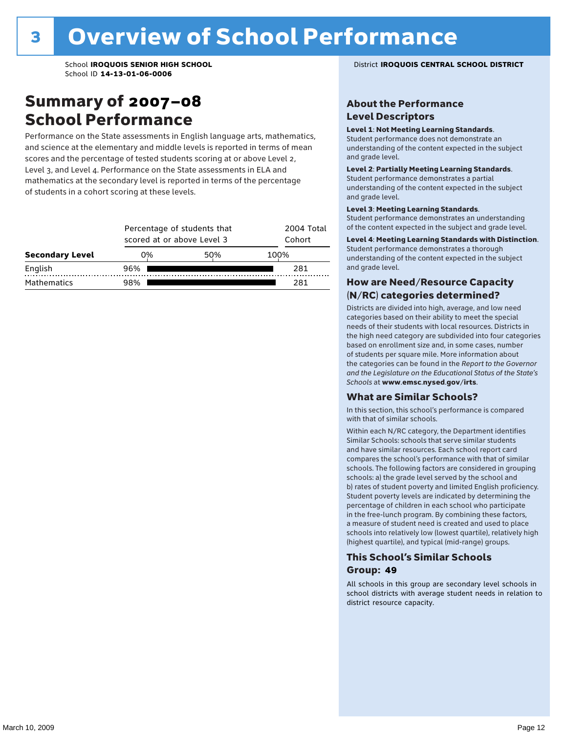# 3 Overview of School Performance

School **IROQUOIS SENIOR HIGH SCHOOL**
School ID **14-13-01-06-0006**

District **IROQUOIS CENTRAL SCHOOL DISTRICT**

## Summary of 2007–08 School Performance

Performance on the State assessments in English language arts, mathematics, and science at the elementary and middle levels is reported in terms of mean scores and the percentage of tested students scoring at or above Level 2, Level 3, and Level 4. Performance on the State assessments in ELA and mathematics at the secondary level is reported in terms of the percentage of students in a cohort scoring at these levels.

| Secondary Level | Percentage of students that scored at or above Level 3 | 2004 Total Cohort |
|---|---|---|
| English | 96% | 281 |
| Mathematics | 98% | 281 |

### About the Performance Level Descriptors

**Level 1**: **Not Meeting Learning Standards**. Student performance does not demonstrate an understanding of the content expected in the subject and grade level.

**Level 2**: **Partially Meeting Learning Standards**. Student performance demonstrates a partial understanding of the content expected in the subject and grade level.

**Level 3**: **Meeting Learning Standards**. Student performance demonstrates an understanding of the content expected in the subject and grade level.

**Level 4**: **Meeting Learning Standards with Distinction**. Student performance demonstrates a thorough understanding of the content expected in the subject and grade level.

### How are Need/Resource Capacity (N/RC) categories determined?

Districts are divided into high, average, and low need categories based on their ability to meet the special needs of their students with local resources. Districts in the high need category are subdivided into four categories based on enrollment size and, in some cases, number of students per square mile. More information about the categories can be found in the *Report to the Governor and the Legislature on the Educational Status of the State's Schools* at **www.emsc.nysed.gov/irts**.

### What are Similar Schools?

In this section, this school's performance is compared with that of similar schools.

Within each N/RC category, the Department identifies Similar Schools: schools that serve similar students and have similar resources. Each school report card compares the school's performance with that of similar schools. The following factors are considered in grouping schools: a) the grade level served by the school and b) rates of student poverty and limited English proficiency. Student poverty levels are indicated by determining the percentage of children in each school who participate in the free-lunch program. By combining these factors, a measure of student need is created and used to place schools into relatively low (lowest quartile), relatively high (highest quartile), and typical (mid-range) groups.

### This School's Similar Schools Group: 49

All schools in this group are secondary level schools in school districts with average student needs in relation to district resource capacity.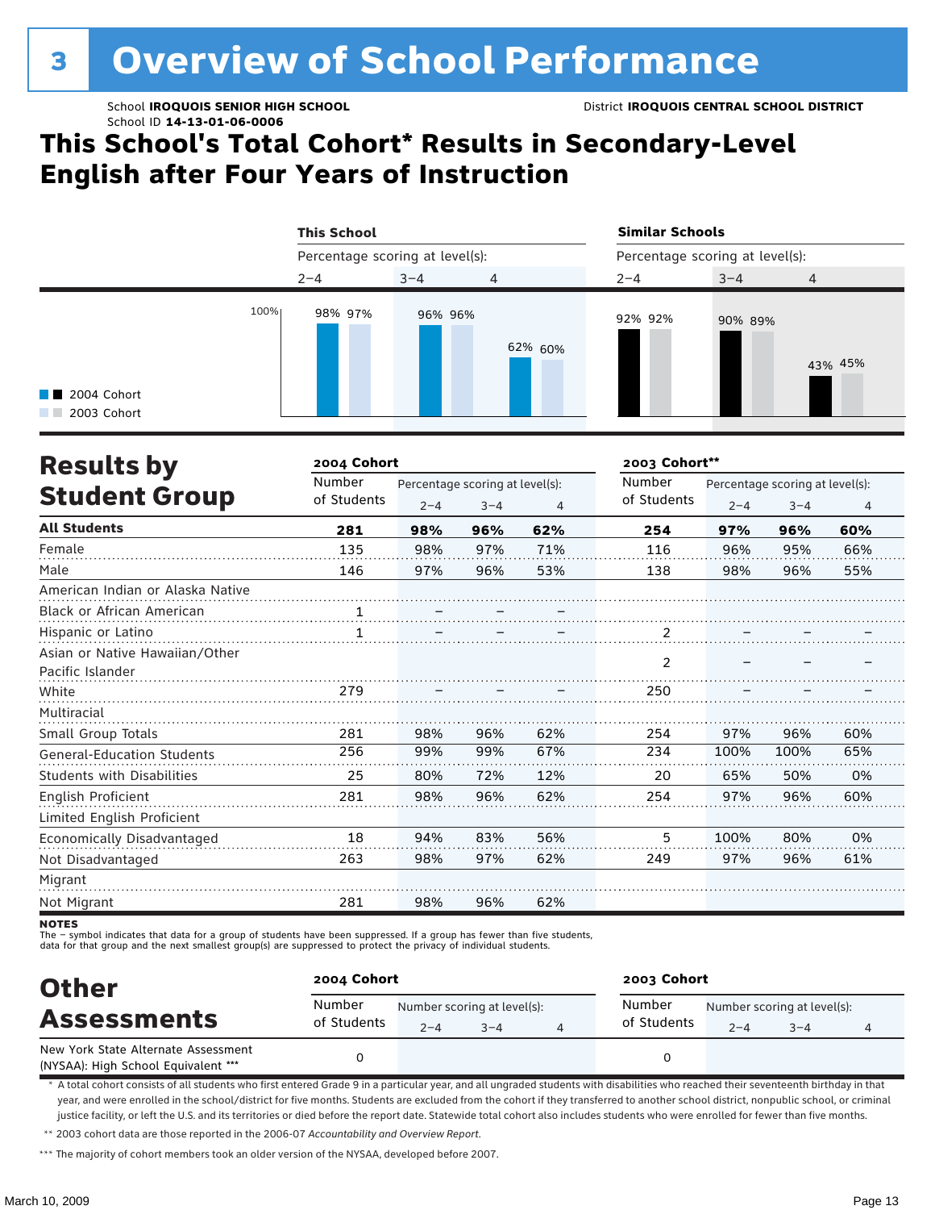# 3 Overview of School Performance

School **IROQUOIS SENIOR HIGH SCHOOL**
School ID **14-13-01-06-0006**

District **IROQUOIS CENTRAL SCHOOL DISTRICT**

## This School's Total Cohort* Results in Secondary-Level English after Four Years of Instruction

| | This School 2–4 | This School 3–4 | This School 4 | Similar Schools 2–4 | Similar Schools 3–4 | Similar Schools 4 |
|---|---|---|---|---|---|---|
| 2004 Cohort | 98% | 96% | 62% | 92% | 90% | 43% |
| 2003 Cohort | 97% | 96% | 60% | 92% | 89% | 45% |

## Results by Student Group

| | 2004 Cohort | | | | 2003 Cohort** | | | |
|---|---|---|---|---|---|---|---|---|
| | Number of Students | Percentage scoring at level(s): 2–4 | 3–4 | 4 | Number of Students | Percentage scoring at level(s): 2–4 | 3–4 | 4 |
| **All Students** | **281** | **98%** | **96%** | **62%** | **254** | **97%** | **96%** | **60%** |
| Female | 135 | 98% | 97% | 71% | 116 | 96% | 95% | 66% |
| Male | 146 | 97% | 96% | 53% | 138 | 98% | 96% | 55% |
| American Indian or Alaska Native | | | | | | | | |
| Black or African American | 1 | – | – | – | | | | |
| Hispanic or Latino | 1 | – | – | – | 2 | – | – | – |
| Asian or Native Hawaiian/Other Pacific Islander | | | | | 2 | – | – | – |
| White | 279 | – | – | – | 250 | – | – | – |
| Multiracial | | | | | | | | |
| Small Group Totals | 281 | 98% | 96% | 62% | 254 | 97% | 96% | 60% |
| General-Education Students | 256 | 99% | 99% | 67% | 234 | 100% | 100% | 65% |
| Students with Disabilities | 25 | 80% | 72% | 12% | 20 | 65% | 50% | 0% |
| English Proficient | 281 | 98% | 96% | 62% | 254 | 97% | 96% | 60% |
| Limited English Proficient | | | | | | | | |
| Economically Disadvantaged | 18 | 94% | 83% | 56% | 5 | 100% | 80% | 0% |
| Not Disadvantaged | 263 | 98% | 97% | 62% | 249 | 97% | 96% | 61% |
| Migrant | | | | | | | | |
| Not Migrant | 281 | 98% | 96% | 62% | | | | |

**NOTES**
The – symbol indicates that data for a group of students have been suppressed. If a group has fewer than five students, data for that group and the next smallest group(s) are suppressed to protect the privacy of individual students.

## Other Assessments

| | 2004 Cohort | | | | 2003 Cohort | | | |
|---|---|---|---|---|---|---|---|---|
| | Number of Students | Number scoring at level(s): 2–4 | 3–4 | 4 | Number of Students | Number scoring at level(s): 2–4 | 3–4 | 4 |
| New York State Alternate Assessment (NYSAA): High School Equivalent *** | 0 | | | | 0 | | | |

\* A total cohort consists of all students who first entered Grade 9 in a particular year, and all ungraded students with disabilities who reached their seventeenth birthday in that year, and were enrolled in the school/district for five months. Students are excluded from the cohort if they transferred to another school district, nonpublic school, or criminal justice facility, or left the U.S. and its territories or died before the report date. Statewide total cohort also includes students who were enrolled for fewer than five months.

** 2003 cohort data are those reported in the 2006-07 *Accountability and Overview Report*.

*** The majority of cohort members took an older version of the NYSAA, developed before 2007.

March 10, 2009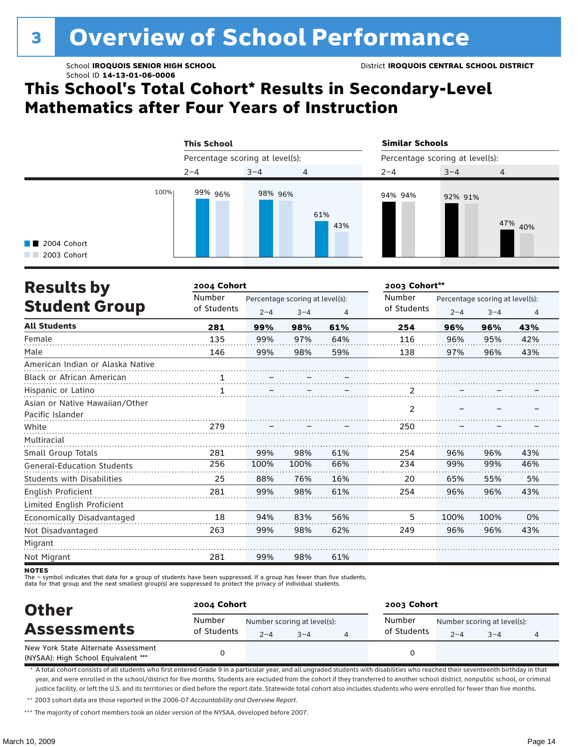# 3 Overview of School Performance

School **IROQUOIS SENIOR HIGH SCHOOL**
School ID **14-13-01-06-0006**

District **IROQUOIS CENTRAL SCHOOL DISTRICT**

## This School's Total Cohort* Results in Secondary-Level Mathematics after Four Years of Instruction

This School
Percentage scoring at level(s):
2–4 3–4 4
100%
99% 96%
98% 96%
61% 43%

Similar Schools
Percentage scoring at level(s):
2–4 3–4 4
94% 94%
92% 91%
47% 40%

2004 Cohort
2003 Cohort

## Results by Student Group

| | 2004 Cohort | | | | 2003 Cohort** | | | |
|---|---|---|---|---|---|---|---|---|
| | Number of Students | Percentage scoring at level(s): 2–4 | 3–4 | 4 | Number of Students | Percentage scoring at level(s): 2–4 | 3–4 | 4 |
| **All Students** | **281** | **99%** | **98%** | **61%** | **254** | **96%** | **96%** | **43%** |
| Female | 135 | 99% | 97% | 64% | 116 | 96% | 95% | 42% |
| Male | 146 | 99% | 98% | 59% | 138 | 97% | 96% | 43% |
| American Indian or Alaska Native | | | | | | | | |
| Black or African American | 1 | – | – | – | | | | |
| Hispanic or Latino | 1 | – | – | – | 2 | – | – | – |
| Asian or Native Hawaiian/Other Pacific Islander | | | | | 2 | – | – | – |
| White | 279 | – | – | – | 250 | – | – | – |
| Multiracial | | | | | | | | |
| Small Group Totals | 281 | 99% | 98% | 61% | 254 | 96% | 96% | 43% |
| General-Education Students | 256 | 100% | 100% | 66% | 234 | 99% | 99% | 46% |
| Students with Disabilities | 25 | 88% | 76% | 16% | 20 | 65% | 55% | 5% |
| English Proficient | 281 | 99% | 98% | 61% | 254 | 96% | 96% | 43% |
| Limited English Proficient | | | | | | | | |
| Economically Disadvantaged | 18 | 94% | 83% | 56% | 5 | 100% | 100% | 0% |
| Not Disadvantaged | 263 | 99% | 98% | 62% | 249 | 96% | 96% | 43% |
| Migrant | | | | | | | | |
| Not Migrant | 281 | 99% | 98% | 61% | | | | |

**NOTES**
The – symbol indicates that data for a group of students have been suppressed. If a group has fewer than five students, data for that group and the next smallest group(s) are suppressed to protect the privacy of individual students.

## Other Assessments

| | 2004 Cohort | | | | 2003 Cohort | | | |
|---|---|---|---|---|---|---|---|---|
| | Number of Students | Number scoring at level(s): 2–4 | 3–4 | 4 | Number of Students | Number scoring at level(s): 2–4 | 3–4 | 4 |
| New York State Alternate Assessment (NYSAA): High School Equivalent *** | 0 | | | | 0 | | | |

\* A total cohort consists of all students who first entered Grade 9 in a particular year, and all ungraded students with disabilities who reached their seventeenth birthday in that year, and were enrolled in the school/district for five months. Students are excluded from the cohort if they transferred to another school district, nonpublic school, or criminal justice facility, or left the U.S. and its territories or died before the report date. Statewide total cohort also includes students who were enrolled for fewer than five months.

** 2003 cohort data are those reported in the 2006-07 *Accountability and Overview Report*.

*** The majority of cohort members took an older version of the NYSAA, developed before 2007.

March 10, 2009